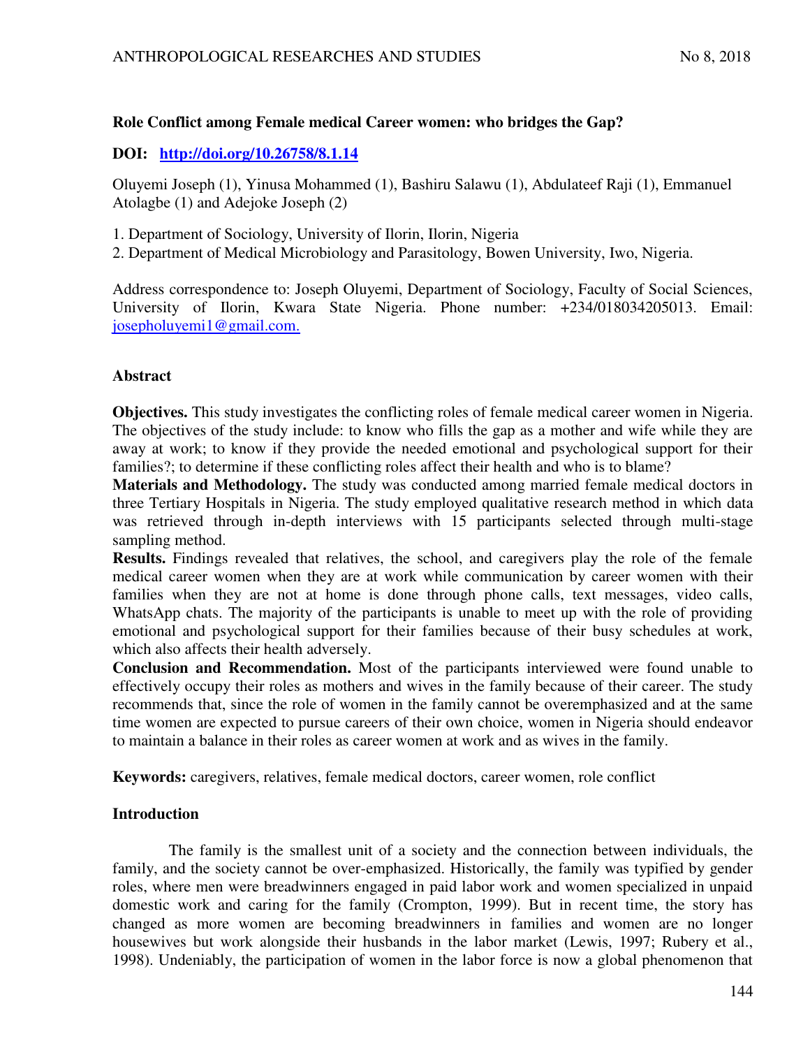# Role Conflict among Female medical Career women: who bridges the Gap?

**DOI:** http://doi.org/10.26758/8.1.14

Oluyemi Joseph (1), Yinusa Mohammed (1), Bashiru Salawu (1), Abdulateef Raji (1), Emmanuel Atolagbe (1) and Adejoke Joseph (2)

1. Department of Sociology, University of Ilorin, Ilorin, Nigeria
2. Department of Medical Microbiology and Parasitology, Bowen University, Iwo, Nigeria.

Address correspondence to: Joseph Oluyemi, Department of Sociology, Faculty of Social Sciences, University of Ilorin, Kwara State Nigeria. Phone number: +234/018034205013. Email: josepholuyemi1@gmail.com.

## Abstract

**Objectives.** This study investigates the conflicting roles of female medical career women in Nigeria. The objectives of the study include: to know who fills the gap as a mother and wife while they are away at work; to know if they provide the needed emotional and psychological support for their families?; to determine if these conflicting roles affect their health and who is to blame?

**Materials and Methodology.** The study was conducted among married female medical doctors in three Tertiary Hospitals in Nigeria. The study employed qualitative research method in which data was retrieved through in-depth interviews with 15 participants selected through multi-stage sampling method.

**Results.** Findings revealed that relatives, the school, and caregivers play the role of the female medical career women when they are at work while communication by career women with their families when they are not at home is done through phone calls, text messages, video calls, WhatsApp chats. The majority of the participants is unable to meet up with the role of providing emotional and psychological support for their families because of their busy schedules at work, which also affects their health adversely.

**Conclusion and Recommendation.** Most of the participants interviewed were found unable to effectively occupy their roles as mothers and wives in the family because of their career. The study recommends that, since the role of women in the family cannot be overemphasized and at the same time women are expected to pursue careers of their own choice, women in Nigeria should endeavor to maintain a balance in their roles as career women at work and as wives in the family.

**Keywords:** caregivers, relatives, female medical doctors, career women, role conflict

## Introduction

The family is the smallest unit of a society and the connection between individuals, the family, and the society cannot be over-emphasized. Historically, the family was typified by gender roles, where men were breadwinners engaged in paid labor work and women specialized in unpaid domestic work and caring for the family (Crompton, 1999). But in recent time, the story has changed as more women are becoming breadwinners in families and women are no longer housewives but work alongside their husbands in the labor market (Lewis, 1997; Rubery et al., 1998). Undeniably, the participation of women in the labor force is now a global phenomenon that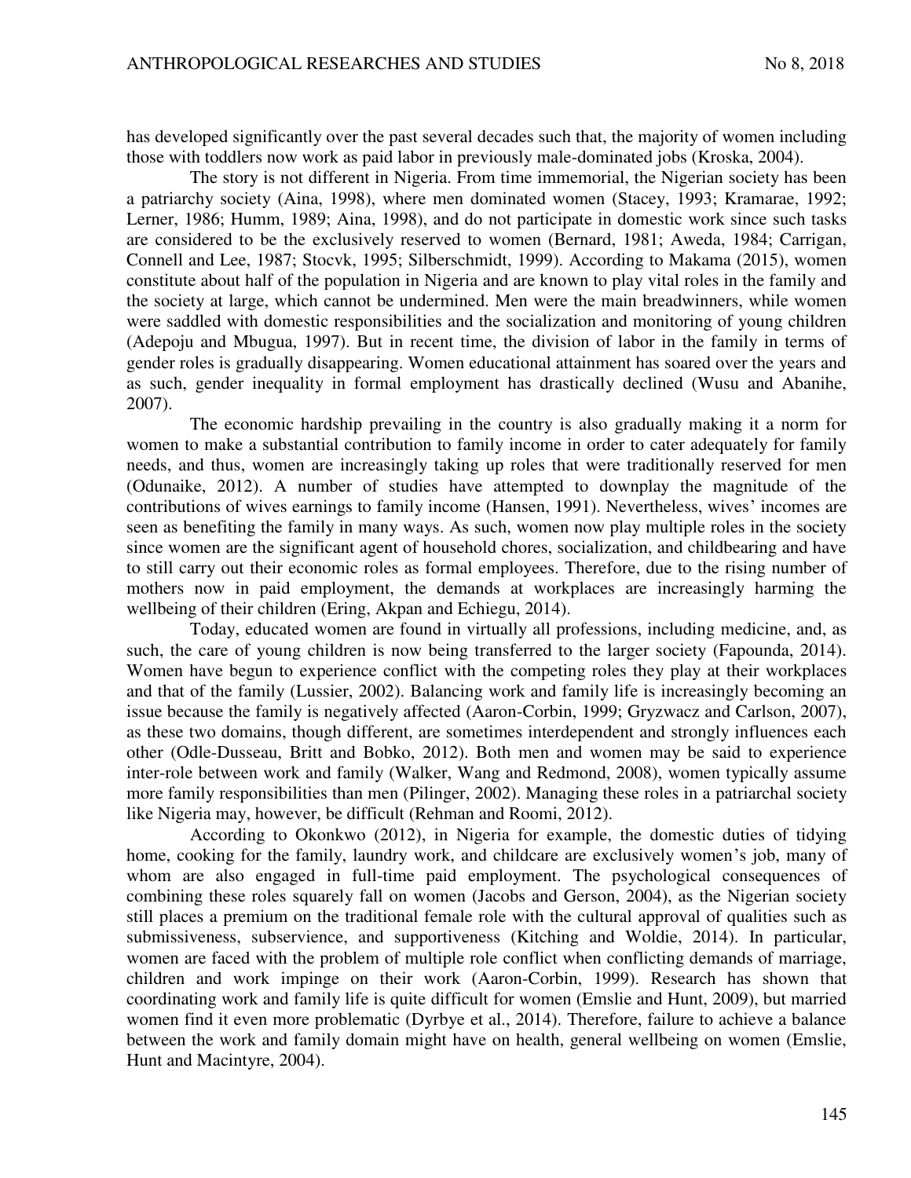has developed significantly over the past several decades such that, the majority of women including those with toddlers now work as paid labor in previously male-dominated jobs (Kroska, 2004).

The story is not different in Nigeria. From time immemorial, the Nigerian society has been a patriarchy society (Aina, 1998), where men dominated women (Stacey, 1993; Kramarae, 1992; Lerner, 1986; Humm, 1989; Aina, 1998), and do not participate in domestic work since such tasks are considered to be the exclusively reserved to women (Bernard, 1981; Aweda, 1984; Carrigan, Connell and Lee, 1987; Stocvk, 1995; Silberschmidt, 1999). According to Makama (2015), women constitute about half of the population in Nigeria and are known to play vital roles in the family and the society at large, which cannot be undermined. Men were the main breadwinners, while women were saddled with domestic responsibilities and the socialization and monitoring of young children (Adepoju and Mbugua, 1997). But in recent time, the division of labor in the family in terms of gender roles is gradually disappearing. Women educational attainment has soared over the years and as such, gender inequality in formal employment has drastically declined (Wusu and Abanihe, 2007).

The economic hardship prevailing in the country is also gradually making it a norm for women to make a substantial contribution to family income in order to cater adequately for family needs, and thus, women are increasingly taking up roles that were traditionally reserved for men (Odunaike, 2012). A number of studies have attempted to downplay the magnitude of the contributions of wives earnings to family income (Hansen, 1991). Nevertheless, wives' incomes are seen as benefiting the family in many ways. As such, women now play multiple roles in the society since women are the significant agent of household chores, socialization, and childbearing and have to still carry out their economic roles as formal employees. Therefore, due to the rising number of mothers now in paid employment, the demands at workplaces are increasingly harming the wellbeing of their children (Ering, Akpan and Echiegu, 2014).

Today, educated women are found in virtually all professions, including medicine, and, as such, the care of young children is now being transferred to the larger society (Fapounda, 2014). Women have begun to experience conflict with the competing roles they play at their workplaces and that of the family (Lussier, 2002). Balancing work and family life is increasingly becoming an issue because the family is negatively affected (Aaron-Corbin, 1999; Gryzwacz and Carlson, 2007), as these two domains, though different, are sometimes interdependent and strongly influences each other (Odle-Dusseau, Britt and Bobko, 2012). Both men and women may be said to experience inter-role between work and family (Walker, Wang and Redmond, 2008), women typically assume more family responsibilities than men (Pilinger, 2002). Managing these roles in a patriarchal society like Nigeria may, however, be difficult (Rehman and Roomi, 2012).

According to Okonkwo (2012), in Nigeria for example, the domestic duties of tidying home, cooking for the family, laundry work, and childcare are exclusively women's job, many of whom are also engaged in full-time paid employment. The psychological consequences of combining these roles squarely fall on women (Jacobs and Gerson, 2004), as the Nigerian society still places a premium on the traditional female role with the cultural approval of qualities such as submissiveness, subservience, and supportiveness (Kitching and Woldie, 2014). In particular, women are faced with the problem of multiple role conflict when conflicting demands of marriage, children and work impinge on their work (Aaron-Corbin, 1999). Research has shown that coordinating work and family life is quite difficult for women (Emslie and Hunt, 2009), but married women find it even more problematic (Dyrbye et al., 2014). Therefore, failure to achieve a balance between the work and family domain might have on health, general wellbeing on women (Emslie, Hunt and Macintyre, 2004).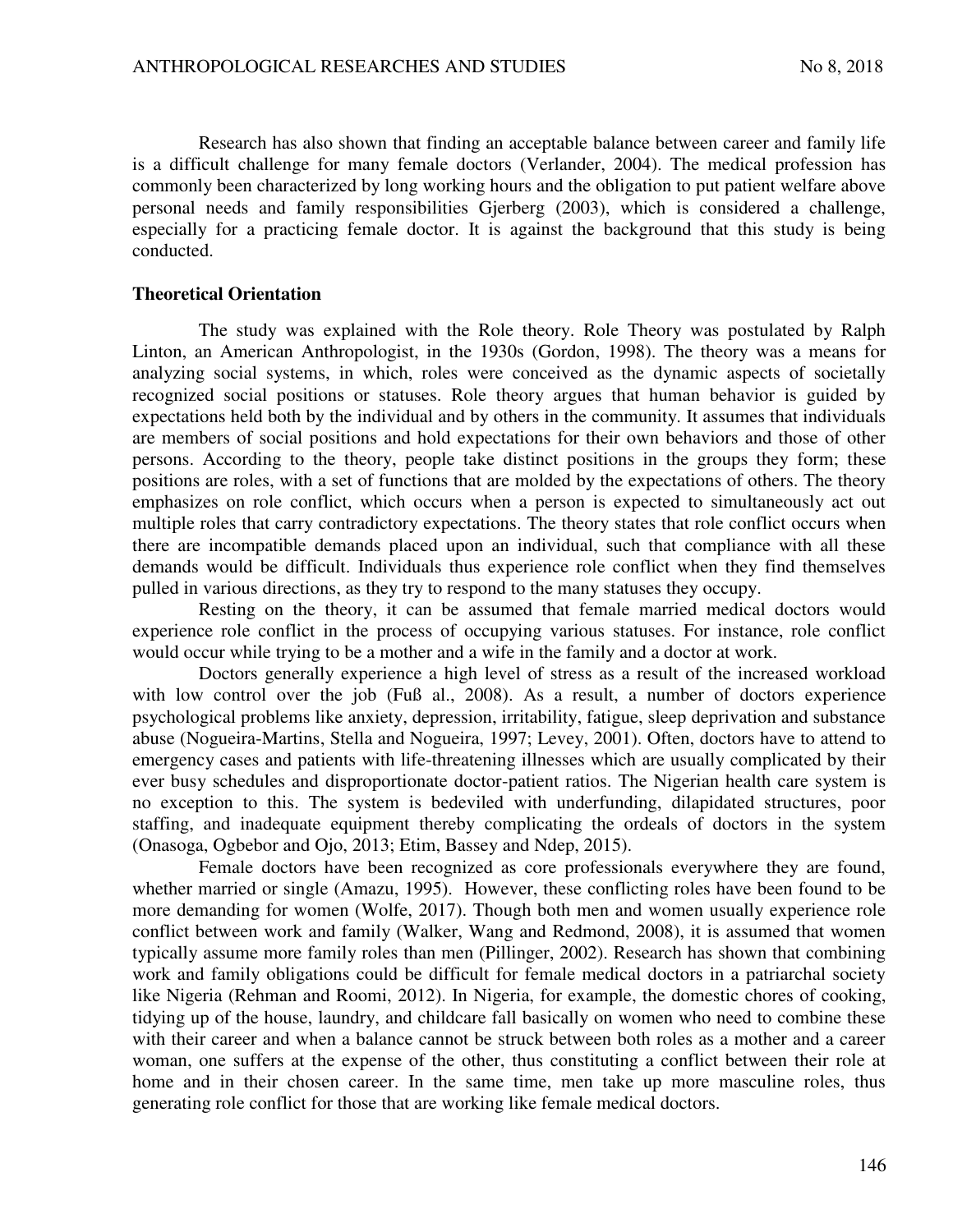Research has also shown that finding an acceptable balance between career and family life is a difficult challenge for many female doctors (Verlander, 2004). The medical profession has commonly been characterized by long working hours and the obligation to put patient welfare above personal needs and family responsibilities Gjerberg (2003), which is considered a challenge, especially for a practicing female doctor. It is against the background that this study is being conducted.

## Theoretical Orientation

The study was explained with the Role theory. Role Theory was postulated by Ralph Linton, an American Anthropologist, in the 1930s (Gordon, 1998). The theory was a means for analyzing social systems, in which, roles were conceived as the dynamic aspects of societally recognized social positions or statuses. Role theory argues that human behavior is guided by expectations held both by the individual and by others in the community. It assumes that individuals are members of social positions and hold expectations for their own behaviors and those of other persons. According to the theory, people take distinct positions in the groups they form; these positions are roles, with a set of functions that are molded by the expectations of others. The theory emphasizes on role conflict, which occurs when a person is expected to simultaneously act out multiple roles that carry contradictory expectations. The theory states that role conflict occurs when there are incompatible demands placed upon an individual, such that compliance with all these demands would be difficult. Individuals thus experience role conflict when they find themselves pulled in various directions, as they try to respond to the many statuses they occupy.

Resting on the theory, it can be assumed that female married medical doctors would experience role conflict in the process of occupying various statuses. For instance, role conflict would occur while trying to be a mother and a wife in the family and a doctor at work.

Doctors generally experience a high level of stress as a result of the increased workload with low control over the job (Fuß al., 2008). As a result, a number of doctors experience psychological problems like anxiety, depression, irritability, fatigue, sleep deprivation and substance abuse (Nogueira-Martins, Stella and Nogueira, 1997; Levey, 2001). Often, doctors have to attend to emergency cases and patients with life-threatening illnesses which are usually complicated by their ever busy schedules and disproportionate doctor-patient ratios. The Nigerian health care system is no exception to this. The system is bedeviled with underfunding, dilapidated structures, poor staffing, and inadequate equipment thereby complicating the ordeals of doctors in the system (Onasoga, Ogbebor and Ojo, 2013; Etim, Bassey and Ndep, 2015).

Female doctors have been recognized as core professionals everywhere they are found, whether married or single (Amazu, 1995). However, these conflicting roles have been found to be more demanding for women (Wolfe, 2017). Though both men and women usually experience role conflict between work and family (Walker, Wang and Redmond, 2008), it is assumed that women typically assume more family roles than men (Pillinger, 2002). Research has shown that combining work and family obligations could be difficult for female medical doctors in a patriarchal society like Nigeria (Rehman and Roomi, 2012). In Nigeria, for example, the domestic chores of cooking, tidying up of the house, laundry, and childcare fall basically on women who need to combine these with their career and when a balance cannot be struck between both roles as a mother and a career woman, one suffers at the expense of the other, thus constituting a conflict between their role at home and in their chosen career. In the same time, men take up more masculine roles, thus generating role conflict for those that are working like female medical doctors.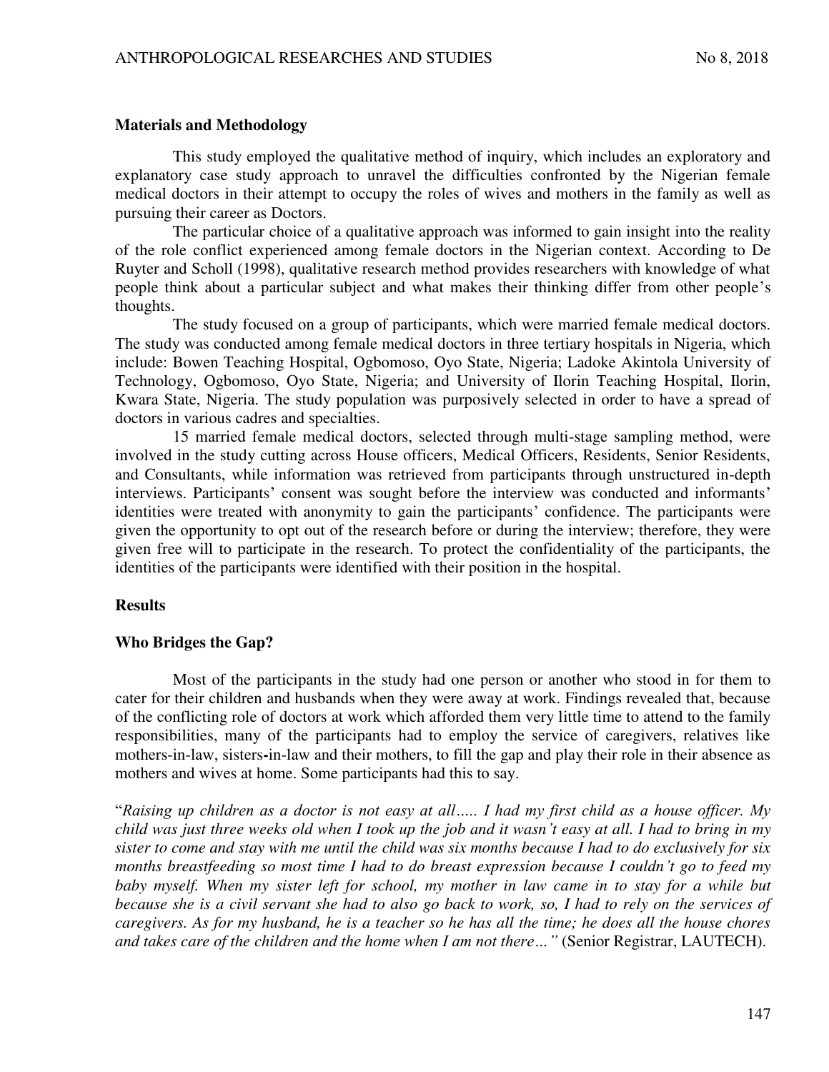## Materials and Methodology

This study employed the qualitative method of inquiry, which includes an exploratory and explanatory case study approach to unravel the difficulties confronted by the Nigerian female medical doctors in their attempt to occupy the roles of wives and mothers in the family as well as pursuing their career as Doctors.

The particular choice of a qualitative approach was informed to gain insight into the reality of the role conflict experienced among female doctors in the Nigerian context. According to De Ruyter and Scholl (1998), qualitative research method provides researchers with knowledge of what people think about a particular subject and what makes their thinking differ from other people's thoughts.

The study focused on a group of participants, which were married female medical doctors. The study was conducted among female medical doctors in three tertiary hospitals in Nigeria, which include: Bowen Teaching Hospital, Ogbomoso, Oyo State, Nigeria; Ladoke Akintola University of Technology, Ogbomoso, Oyo State, Nigeria; and University of Ilorin Teaching Hospital, Ilorin, Kwara State, Nigeria. The study population was purposively selected in order to have a spread of doctors in various cadres and specialties.

15 married female medical doctors, selected through multi-stage sampling method, were involved in the study cutting across House officers, Medical Officers, Residents, Senior Residents, and Consultants, while information was retrieved from participants through unstructured in-depth interviews. Participants' consent was sought before the interview was conducted and informants' identities were treated with anonymity to gain the participants' confidence. The participants were given the opportunity to opt out of the research before or during the interview; therefore, they were given free will to participate in the research. To protect the confidentiality of the participants, the identities of the participants were identified with their position in the hospital.

## Results

### Who Bridges the Gap?

Most of the participants in the study had one person or another who stood in for them to cater for their children and husbands when they were away at work. Findings revealed that, because of the conflicting role of doctors at work which afforded them very little time to attend to the family responsibilities, many of the participants had to employ the service of caregivers, relatives like mothers-in-law, sisters-in-law and their mothers, to fill the gap and play their role in their absence as mothers and wives at home. Some participants had this to say.

"*Raising up children as a doctor is not easy at all….. I had my first child as a house officer. My child was just three weeks old when I took up the job and it wasn't easy at all. I had to bring in my sister to come and stay with me until the child was six months because I had to do exclusively for six months breastfeeding so most time I had to do breast expression because I couldn't go to feed my baby myself. When my sister left for school, my mother in law came in to stay for a while but because she is a civil servant she had to also go back to work, so, I had to rely on the services of caregivers. As for my husband, he is a teacher so he has all the time; he does all the house chores and takes care of the children and the home when I am not there…*" (Senior Registrar, LAUTECH).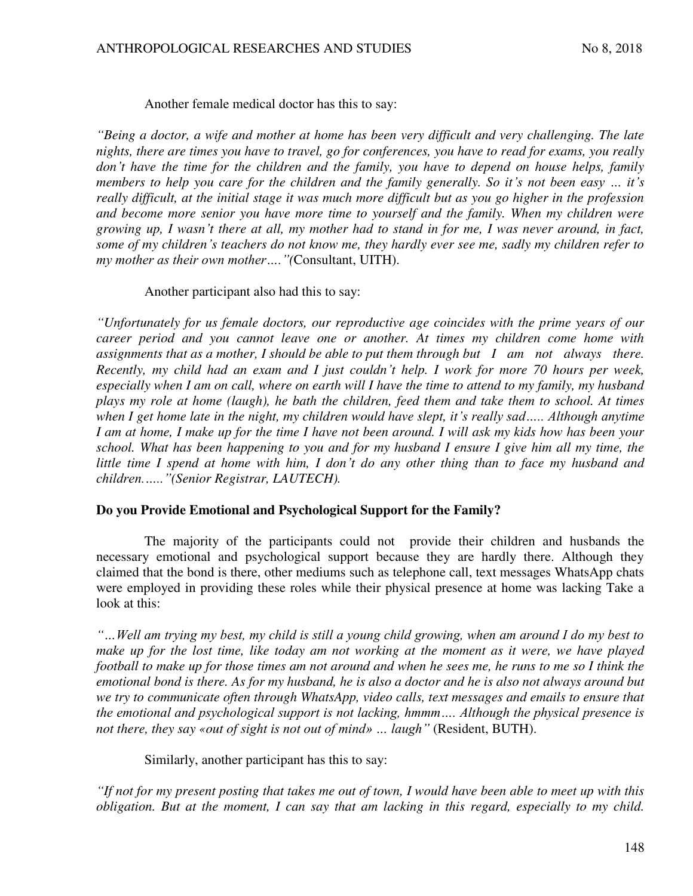Another female medical doctor has this to say:

*"Being a doctor, a wife and mother at home has been very difficult and very challenging. The late nights, there are times you have to travel, go for conferences, you have to read for exams, you really don't have the time for the children and the family, you have to depend on house helps, family members to help you care for the children and the family generally. So it's not been easy … it's really difficult, at the initial stage it was much more difficult but as you go higher in the profession and become more senior you have more time to yourself and the family. When my children were growing up, I wasn't there at all, my mother had to stand in for me, I was never around, in fact, some of my children's teachers do not know me, they hardly ever see me, sadly my children refer to my mother as their own mother…."(*Consultant, UITH).

Another participant also had this to say:

*"Unfortunately for us female doctors, our reproductive age coincides with the prime years of our career period and you cannot leave one or another. At times my children come home with assignments that as a mother, I should be able to put them through but I am not always there. Recently, my child had an exam and I just couldn't help. I work for more 70 hours per week, especially when I am on call, where on earth will I have the time to attend to my family, my husband plays my role at home (laugh), he bath the children, feed them and take them to school. At times when I get home late in the night, my children would have slept, it's really sad….. Although anytime I am at home, I make up for the time I have not been around. I will ask my kids how has been your school. What has been happening to you and for my husband I ensure I give him all my time, the little time I spend at home with him, I don't do any other thing than to face my husband and children……"(Senior Registrar, LAUTECH).*

**Do you Provide Emotional and Psychological Support for the Family?**

The majority of the participants could not provide their children and husbands the necessary emotional and psychological support because they are hardly there. Although they claimed that the bond is there, other mediums such as telephone call, text messages WhatsApp chats were employed in providing these roles while their physical presence at home was lacking Take a look at this:

*"…Well am trying my best, my child is still a young child growing, when am around I do my best to make up for the lost time, like today am not working at the moment as it were, we have played football to make up for those times am not around and when he sees me, he runs to me so I think the emotional bond is there. As for my husband, he is also a doctor and he is also not always around but we try to communicate often through WhatsApp, video calls, text messages and emails to ensure that the emotional and psychological support is not lacking, hmmm…. Although the physical presence is not there, they say «out of sight is not out of mind» … laugh"* (Resident, BUTH).

Similarly, another participant has this to say:

*"If not for my present posting that takes me out of town, I would have been able to meet up with this obligation. But at the moment, I can say that am lacking in this regard, especially to my child.*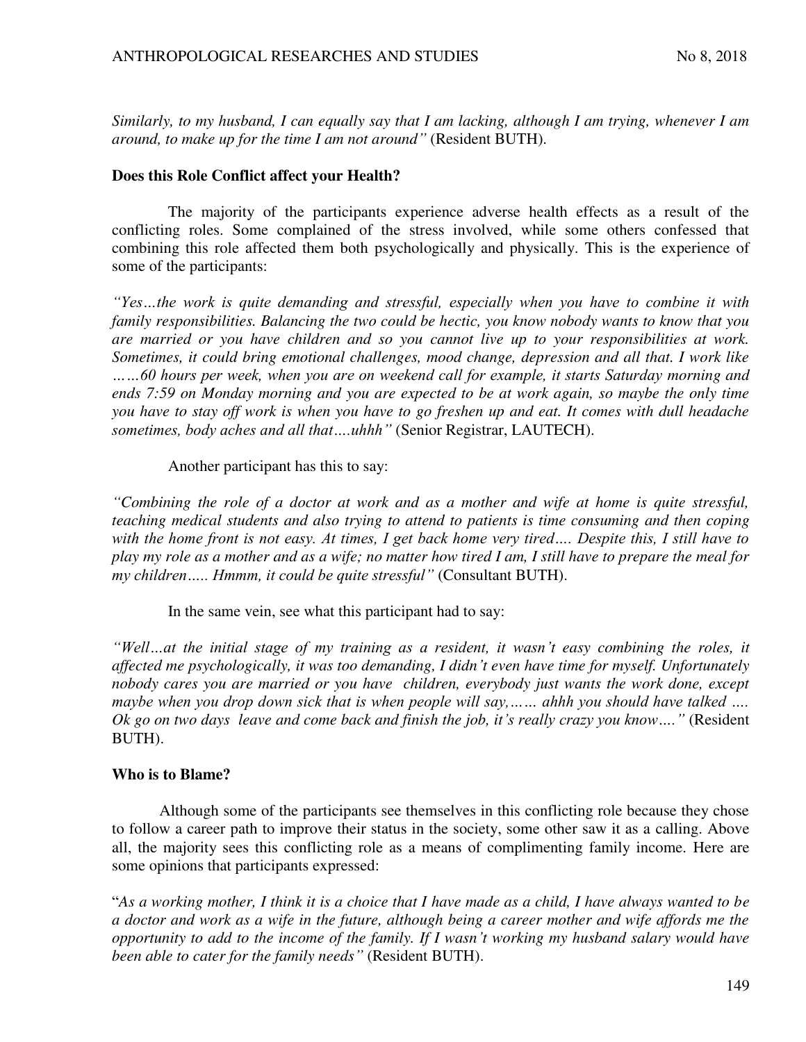*Similarly, to my husband, I can equally say that I am lacking, although I am trying, whenever I am around, to make up for the time I am not around"* (Resident BUTH).

**Does this Role Conflict affect your Health?**

The majority of the participants experience adverse health effects as a result of the conflicting roles. Some complained of the stress involved, while some others confessed that combining this role affected them both psychologically and physically. This is the experience of some of the participants:

*"Yes…the work is quite demanding and stressful, especially when you have to combine it with family responsibilities. Balancing the two could be hectic, you know nobody wants to know that you are married or you have children and so you cannot live up to your responsibilities at work. Sometimes, it could bring emotional challenges, mood change, depression and all that. I work like ……60 hours per week, when you are on weekend call for example, it starts Saturday morning and ends 7:59 on Monday morning and you are expected to be at work again, so maybe the only time you have to stay off work is when you have to go freshen up and eat. It comes with dull headache sometimes, body aches and all that….uhhh"* (Senior Registrar, LAUTECH).

Another participant has this to say:

*"Combining the role of a doctor at work and as a mother and wife at home is quite stressful, teaching medical students and also trying to attend to patients is time consuming and then coping with the home front is not easy. At times, I get back home very tired…. Despite this, I still have to play my role as a mother and as a wife; no matter how tired I am, I still have to prepare the meal for my children….. Hmmm, it could be quite stressful"* (Consultant BUTH).

In the same vein, see what this participant had to say:

*"Well…at the initial stage of my training as a resident, it wasn't easy combining the roles, it affected me psychologically, it was too demanding, I didn't even have time for myself. Unfortunately nobody cares you are married or you have children, everybody just wants the work done, except maybe when you drop down sick that is when people will say,…… ahhh you should have talked …. Ok go on two days leave and come back and finish the job, it's really crazy you know…."* (Resident BUTH).

**Who is to Blame?**

Although some of the participants see themselves in this conflicting role because they chose to follow a career path to improve their status in the society, some other saw it as a calling. Above all, the majority sees this conflicting role as a means of complimenting family income. Here are some opinions that participants expressed:

"*As a working mother, I think it is a choice that I have made as a child, I have always wanted to be a doctor and work as a wife in the future, although being a career mother and wife affords me the opportunity to add to the income of the family. If I wasn't working my husband salary would have been able to cater for the family needs"* (Resident BUTH).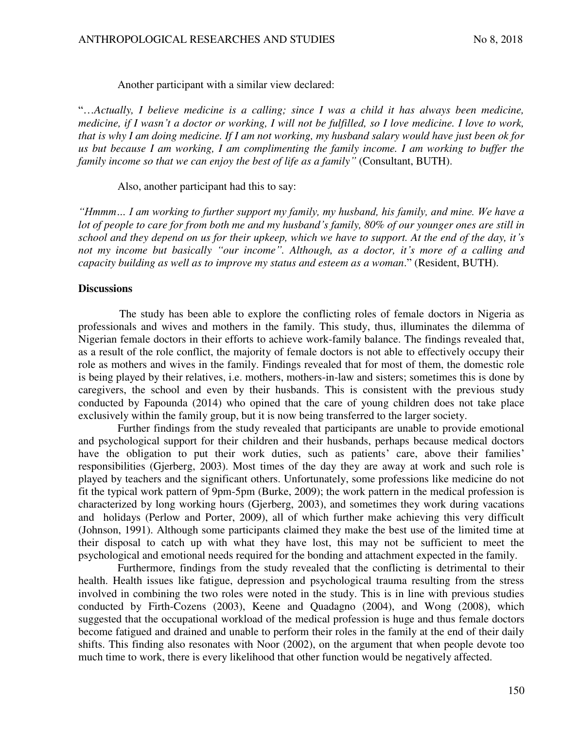Another participant with a similar view declared:

"…*Actually, I believe medicine is a calling; since I was a child it has always been medicine, medicine, if I wasn't a doctor or working, I will not be fulfilled, so I love medicine. I love to work, that is why I am doing medicine. If I am not working, my husband salary would have just been ok for us but because I am working, I am complimenting the family income. I am working to buffer the family income so that we can enjoy the best of life as a family"* (Consultant, BUTH).

Also, another participant had this to say:

*"Hmmm… I am working to further support my family, my husband, his family, and mine. We have a lot of people to care for from both me and my husband's family, 80% of our younger ones are still in school and they depend on us for their upkeep, which we have to support. At the end of the day, it's not my income but basically "our income". Although, as a doctor, it's more of a calling and capacity building as well as to improve my status and esteem as a woman*." (Resident, BUTH).

**Discussions**

The study has been able to explore the conflicting roles of female doctors in Nigeria as professionals and wives and mothers in the family. This study, thus, illuminates the dilemma of Nigerian female doctors in their efforts to achieve work-family balance. The findings revealed that, as a result of the role conflict, the majority of female doctors is not able to effectively occupy their role as mothers and wives in the family. Findings revealed that for most of them, the domestic role is being played by their relatives, i.e. mothers, mothers-in-law and sisters; sometimes this is done by caregivers, the school and even by their husbands. This is consistent with the previous study conducted by Fapounda (2014) who opined that the care of young children does not take place exclusively within the family group, but it is now being transferred to the larger society.

Further findings from the study revealed that participants are unable to provide emotional and psychological support for their children and their husbands, perhaps because medical doctors have the obligation to put their work duties, such as patients' care, above their families' responsibilities (Gjerberg, 2003). Most times of the day they are away at work and such role is played by teachers and the significant others. Unfortunately, some professions like medicine do not fit the typical work pattern of 9pm-5pm (Burke, 2009); the work pattern in the medical profession is characterized by long working hours (Gjerberg, 2003), and sometimes they work during vacations and holidays (Perlow and Porter, 2009), all of which further make achieving this very difficult (Johnson, 1991). Although some participants claimed they make the best use of the limited time at their disposal to catch up with what they have lost, this may not be sufficient to meet the psychological and emotional needs required for the bonding and attachment expected in the family.

Furthermore, findings from the study revealed that the conflicting is detrimental to their health. Health issues like fatigue, depression and psychological trauma resulting from the stress involved in combining the two roles were noted in the study. This is in line with previous studies conducted by Firth-Cozens (2003), Keene and Quadagno (2004), and Wong (2008), which suggested that the occupational workload of the medical profession is huge and thus female doctors become fatigued and drained and unable to perform their roles in the family at the end of their daily shifts. This finding also resonates with Noor (2002), on the argument that when people devote too much time to work, there is every likelihood that other function would be negatively affected.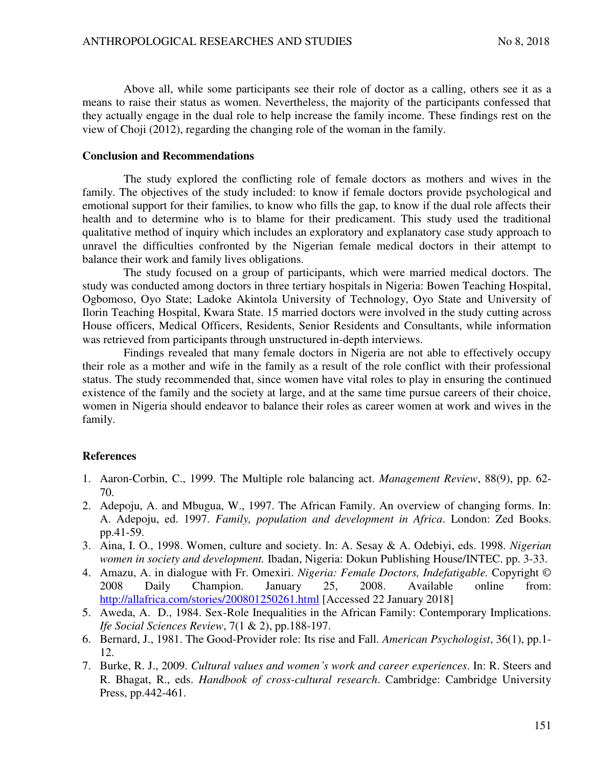Above all, while some participants see their role of doctor as a calling, others see it as a means to raise their status as women. Nevertheless, the majority of the participants confessed that they actually engage in the dual role to help increase the family income. These findings rest on the view of Choji (2012), regarding the changing role of the woman in the family.

## Conclusion and Recommendations

The study explored the conflicting role of female doctors as mothers and wives in the family. The objectives of the study included: to know if female doctors provide psychological and emotional support for their families, to know who fills the gap, to know if the dual role affects their health and to determine who is to blame for their predicament. This study used the traditional qualitative method of inquiry which includes an exploratory and explanatory case study approach to unravel the difficulties confronted by the Nigerian female medical doctors in their attempt to balance their work and family lives obligations.

The study focused on a group of participants, which were married medical doctors. The study was conducted among doctors in three tertiary hospitals in Nigeria: Bowen Teaching Hospital, Ogbomoso, Oyo State; Ladoke Akintola University of Technology, Oyo State and University of Ilorin Teaching Hospital, Kwara State. 15 married doctors were involved in the study cutting across House officers, Medical Officers, Residents, Senior Residents and Consultants, while information was retrieved from participants through unstructured in-depth interviews.

Findings revealed that many female doctors in Nigeria are not able to effectively occupy their role as a mother and wife in the family as a result of the role conflict with their professional status. The study recommended that, since women have vital roles to play in ensuring the continued existence of the family and the society at large, and at the same time pursue careers of their choice, women in Nigeria should endeavor to balance their roles as career women at work and wives in the family.

## References

1. Aaron-Corbin, C., 1999. The Multiple role balancing act. *Management Review*, 88(9), pp. 62-70.
2. Adepoju, A. and Mbugua, W., 1997. The African Family. An overview of changing forms. In: A. Adepoju, ed. 1997. *Family, population and development in Africa*. London: Zed Books. pp.41-59.
3. Aina, I. O., 1998. Women, culture and society. In: A. Sesay & A. Odebiyi, eds. 1998. *Nigerian women in society and development.* Ibadan, Nigeria: Dokun Publishing House/INTEC. pp. 3-33.
4. Amazu, A. in dialogue with Fr. Omexiri. *Nigeria: Female Doctors, Indefatigable.* Copyright © 2008 Daily Champion. January 25, 2008. Available online from: http://allafrica.com/stories/200801250261.html [Accessed 22 January 2018]
5. Aweda, A. D., 1984. Sex-Role Inequalities in the African Family: Contemporary Implications. *Ife Social Sciences Review*, 7(1 & 2), pp.188-197.
6. Bernard, J., 1981. The Good-Provider role: Its rise and Fall. *American Psychologist*, 36(1), pp.1-12.
7. Burke, R. J., 2009. *Cultural values and women's work and career experiences*. In: R. Steers and R. Bhagat, R., eds. *Handbook of cross-cultural research*. Cambridge: Cambridge University Press, pp.442-461.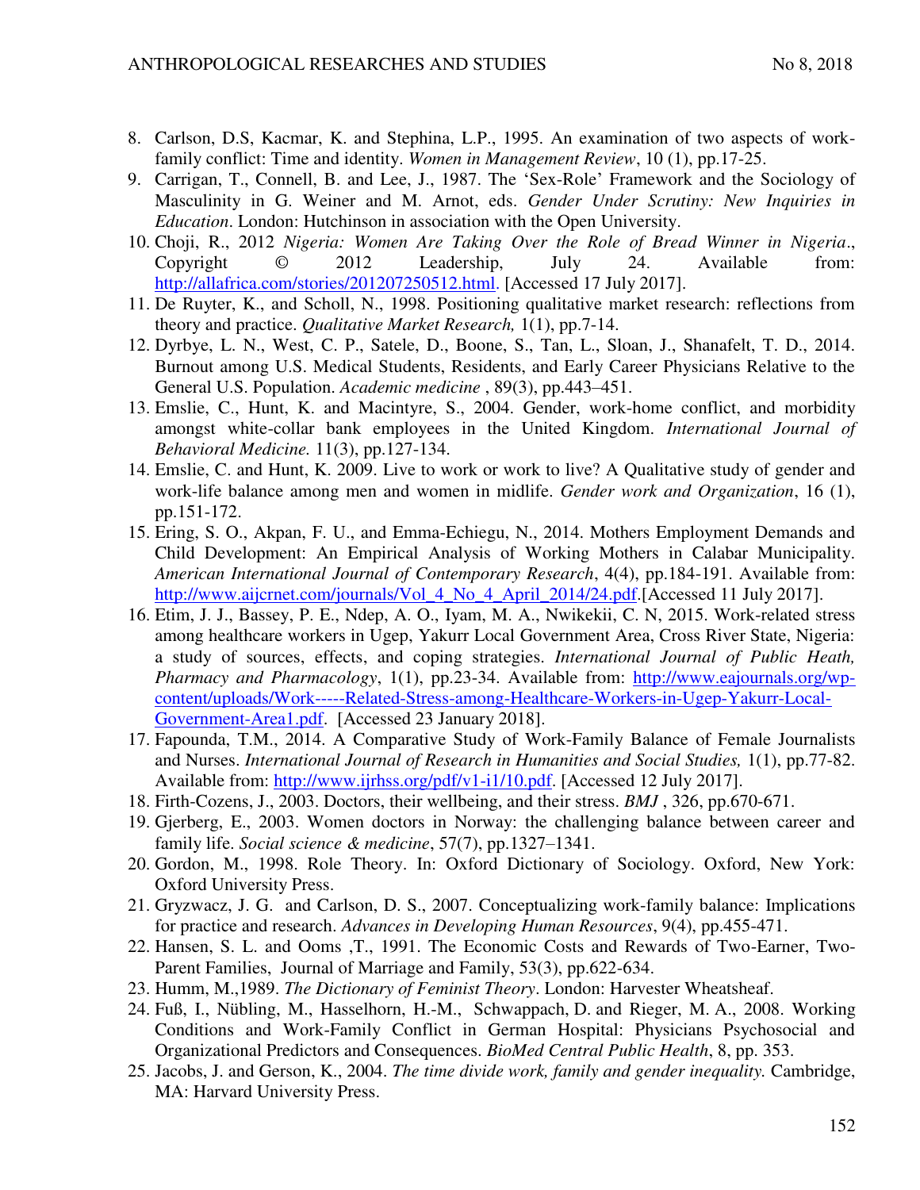8. Carlson, D.S, Kacmar, K. and Stephina, L.P., 1995. An examination of two aspects of work-family conflict: Time and identity. *Women in Management Review*, 10 (1), pp.17-25.
9. Carrigan, T., Connell, B. and Lee, J., 1987. The 'Sex-Role' Framework and the Sociology of Masculinity in G. Weiner and M. Arnot, eds. *Gender Under Scrutiny: New Inquiries in Education*. London: Hutchinson in association with the Open University.
10. Choji, R., 2012 *Nigeria: Women Are Taking Over the Role of Bread Winner in Nigeria*., Copyright © 2012 Leadership, July 24. Available from: http://allafrica.com/stories/201207250512.html. [Accessed 17 July 2017].
11. De Ruyter, K., and Scholl, N., 1998. Positioning qualitative market research: reflections from theory and practice. *Qualitative Market Research,* 1(1), pp.7-14.
12. Dyrbye, L. N., West, C. P., Satele, D., Boone, S., Tan, L., Sloan, J., Shanafelt, T. D., 2014. Burnout among U.S. Medical Students, Residents, and Early Career Physicians Relative to the General U.S. Population. *Academic medicine* , 89(3), pp.443–451.
13. Emslie, C., Hunt, K. and Macintyre, S., 2004. Gender, work-home conflict, and morbidity amongst white-collar bank employees in the United Kingdom. *International Journal of Behavioral Medicine.* 11(3), pp.127-134.
14. Emslie, C. and Hunt, K. 2009. Live to work or work to live? A Qualitative study of gender and work-life balance among men and women in midlife. *Gender work and Organization*, 16 (1), pp.151-172.
15. Ering, S. O., Akpan, F. U., and Emma-Echiegu, N., 2014. Mothers Employment Demands and Child Development: An Empirical Analysis of Working Mothers in Calabar Municipality. *American International Journal of Contemporary Research*, 4(4), pp.184-191. Available from: http://www.aijcrnet.com/journals/Vol_4_No_4_April_2014/24.pdf.[Accessed 11 July 2017].
16. Etim, J. J., Bassey, P. E., Ndep, A. O., Iyam, M. A., Nwikekii, C. N, 2015. Work-related stress among healthcare workers in Ugep, Yakurr Local Government Area, Cross River State, Nigeria: a study of sources, effects, and coping strategies. *International Journal of Public Heath, Pharmacy and Pharmacology*, 1(1), pp.23-34. Available from: http://www.eajournals.org/wp-content/uploads/Work-----Related-Stress-among-Healthcare-Workers-in-Ugep-Yakurr-Local-Government-Area1.pdf. [Accessed 23 January 2018].
17. Fapounda, T.M., 2014. A Comparative Study of Work-Family Balance of Female Journalists and Nurses. *International Journal of Research in Humanities and Social Studies,* 1(1), pp.77-82. Available from: http://www.ijrhss.org/pdf/v1-i1/10.pdf. [Accessed 12 July 2017].
18. Firth-Cozens, J., 2003. Doctors, their wellbeing, and their stress. *BMJ* , 326, pp.670-671.
19. Gjerberg, E., 2003. Women doctors in Norway: the challenging balance between career and family life. *Social science & medicine*, 57(7), pp.1327–1341.
20. Gordon, M., 1998. Role Theory. In: Oxford Dictionary of Sociology. Oxford, New York: Oxford University Press.
21. Gryzwacz, J. G. and Carlson, D. S., 2007. Conceptualizing work-family balance: Implications for practice and research. *Advances in Developing Human Resources*, 9(4), pp.455-471.
22. Hansen, S. L. and Ooms ,T., 1991. The Economic Costs and Rewards of Two-Earner, Two-Parent Families, Journal of Marriage and Family, 53(3), pp.622-634.
23. Humm, M.,1989. *The Dictionary of Feminist Theory*. London: Harvester Wheatsheaf.
24. Fuß, I., Nübling, M., Hasselhorn, H.-M., Schwappach, D. and Rieger, M. A., 2008. Working Conditions and Work-Family Conflict in German Hospital: Physicians Psychosocial and Organizational Predictors and Consequences. *BioMed Central Public Health*, 8, pp. 353.
25. Jacobs, J. and Gerson, K., 2004. *The time divide work, family and gender inequality.* Cambridge, MA: Harvard University Press.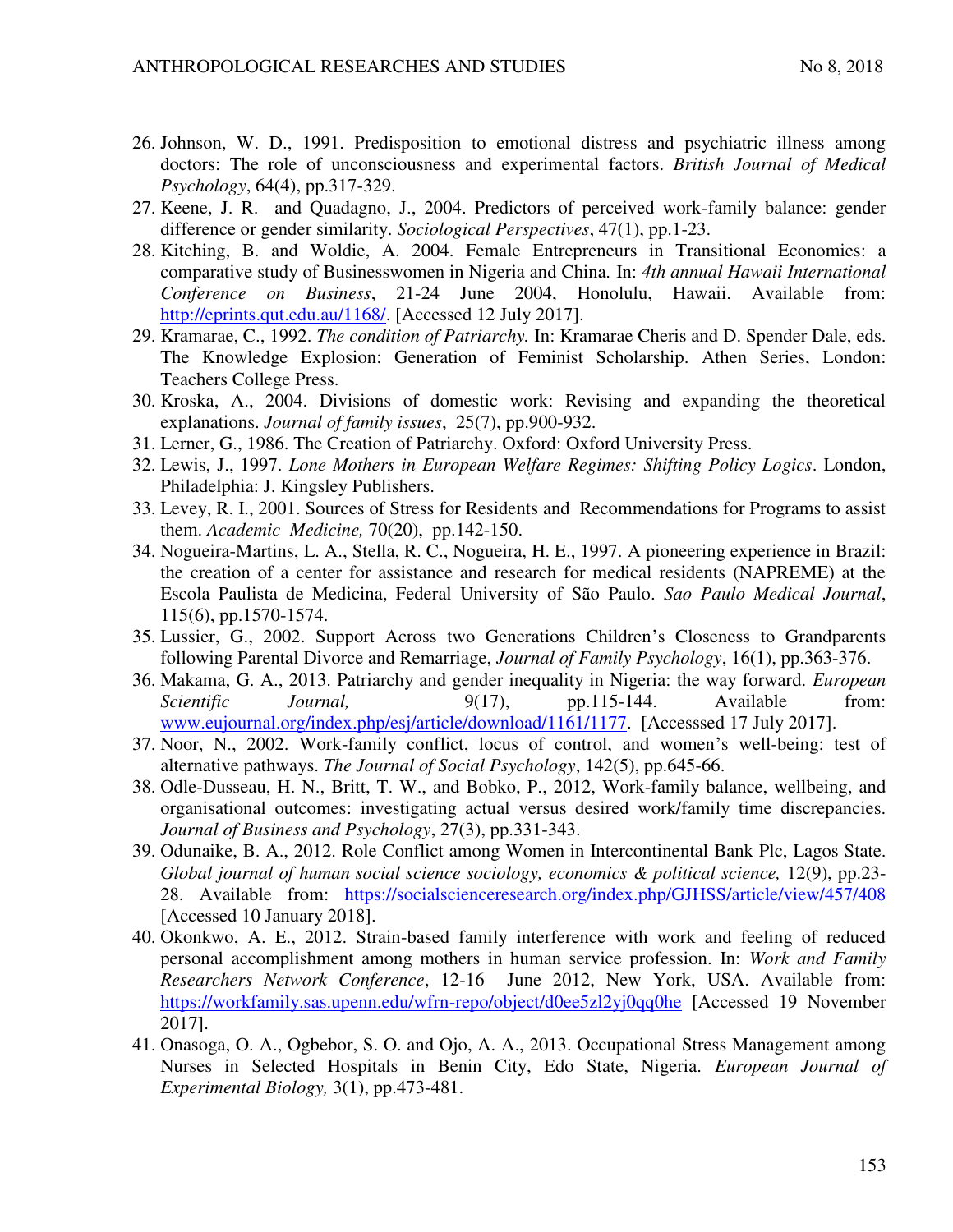26. Johnson, W. D., 1991. Predisposition to emotional distress and psychiatric illness among doctors: The role of unconsciousness and experimental factors. *British Journal of Medical Psychology*, 64(4), pp.317-329.
27. Keene, J. R. and Quadagno, J., 2004. Predictors of perceived work-family balance: gender difference or gender similarity. *Sociological Perspectives*, 47(1), pp.1-23.
28. Kitching, B. and Woldie, A. 2004. Female Entrepreneurs in Transitional Economies: a comparative study of Businesswomen in Nigeria and China. In: *4th annual Hawaii International Conference on Business*, 21-24 June 2004, Honolulu, Hawaii. Available from: http://eprints.qut.edu.au/1168/. [Accessed 12 July 2017].
29. Kramarae, C., 1992. *The condition of Patriarchy.* In: Kramarae Cheris and D. Spender Dale, eds. The Knowledge Explosion: Generation of Feminist Scholarship. Athen Series, London: Teachers College Press.
30. Kroska, A., 2004. Divisions of domestic work: Revising and expanding the theoretical explanations. *Journal of family issues*, 25(7), pp.900-932.
31. Lerner, G., 1986. The Creation of Patriarchy. Oxford: Oxford University Press.
32. Lewis, J., 1997. *Lone Mothers in European Welfare Regimes: Shifting Policy Logics*. London, Philadelphia: J. Kingsley Publishers.
33. Levey, R. I., 2001. Sources of Stress for Residents and Recommendations for Programs to assist them. *Academic Medicine,* 70(20), pp.142-150.
34. Nogueira-Martins, L. A., Stella, R. C., Nogueira, H. E., 1997. A pioneering experience in Brazil: the creation of a center for assistance and research for medical residents (NAPREME) at the Escola Paulista de Medicina, Federal University of São Paulo. *Sao Paulo Medical Journal*, 115(6), pp.1570-1574.
35. Lussier, G., 2002. Support Across two Generations Children's Closeness to Grandparents following Parental Divorce and Remarriage, *Journal of Family Psychology*, 16(1), pp.363-376.
36. Makama, G. A., 2013. Patriarchy and gender inequality in Nigeria: the way forward. *European Scientific Journal,* 9(17), pp.115-144. Available from: www.eujournal.org/index.php/esj/article/download/1161/1177. [Accesssed 17 July 2017].
37. Noor, N., 2002. Work-family conflict, locus of control, and women's well-being: test of alternative pathways. *The Journal of Social Psychology*, 142(5), pp.645-66.
38. Odle-Dusseau, H. N., Britt, T. W., and Bobko, P., 2012, Work-family balance, wellbeing, and organisational outcomes: investigating actual versus desired work/family time discrepancies. *Journal of Business and Psychology*, 27(3), pp.331-343.
39. Odunaike, B. A., 2012. Role Conflict among Women in Intercontinental Bank Plc, Lagos State. *Global journal of human social science sociology, economics & political science,* 12(9), pp.23-28. Available from: https://socialscienceresearch.org/index.php/GJHSS/article/view/457/408 [Accessed 10 January 2018].
40. Okonkwo, A. E., 2012. Strain-based family interference with work and feeling of reduced personal accomplishment among mothers in human service profession. In: *Work and Family Researchers Network Conference*, 12-16 June 2012, New York, USA. Available from: https://workfamily.sas.upenn.edu/wfrn-repo/object/d0ee5zl2yj0qq0he [Accessed 19 November 2017].
41. Onasoga, O. A., Ogbebor, S. O. and Ojo, A. A., 2013. Occupational Stress Management among Nurses in Selected Hospitals in Benin City, Edo State, Nigeria. *European Journal of Experimental Biology,* 3(1), pp.473-481.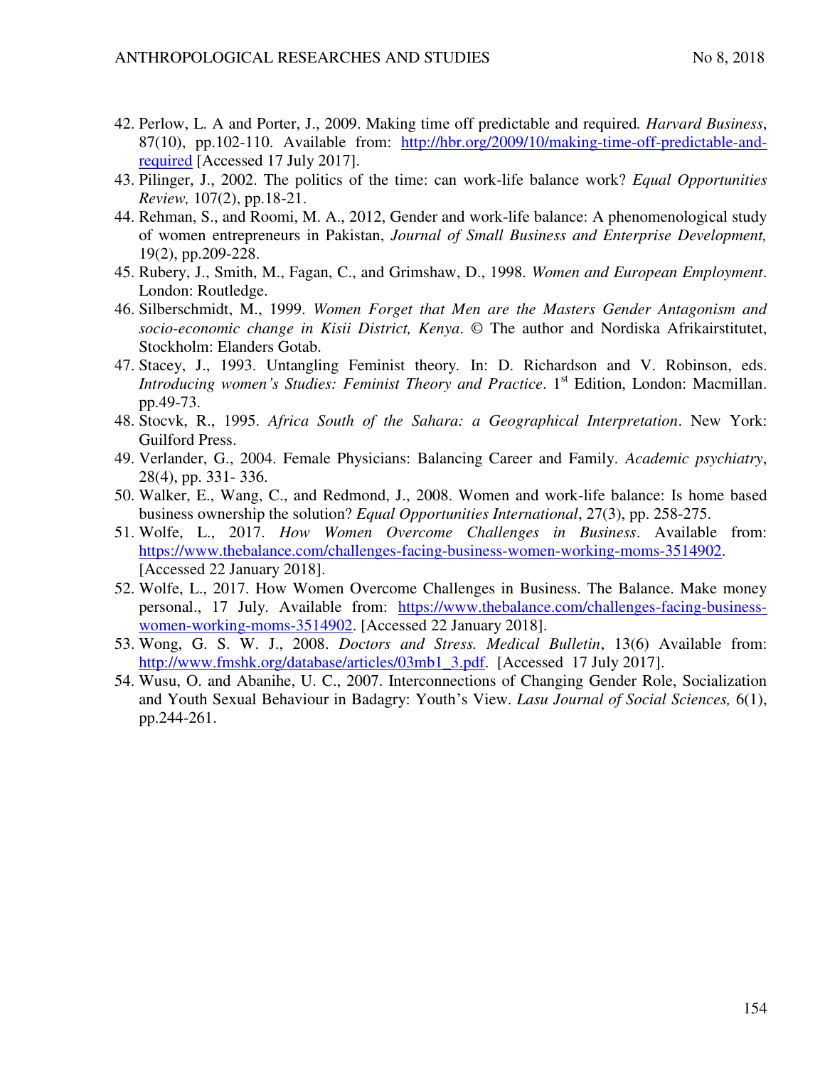42. Perlow, L. A and Porter, J., 2009. Making time off predictable and required*. Harvard Business*, 87(10), pp.102-110. Available from: http://hbr.org/2009/10/making-time-off-predictable-and-required [Accessed 17 July 2017].
43. Pilinger, J., 2002. The politics of the time: can work-life balance work? *Equal Opportunities Review,* 107(2), pp.18-21.
44. Rehman, S., and Roomi, M. A., 2012, Gender and work-life balance: A phenomenological study of women entrepreneurs in Pakistan, *Journal of Small Business and Enterprise Development,* 19(2), pp.209-228.
45. Rubery, J., Smith, M., Fagan, C., and Grimshaw, D., 1998. *Women and European Employment*. London: Routledge.
46. Silberschmidt, M., 1999. *Women Forget that Men are the Masters Gender Antagonism and socio-economic change in Kisii District, Kenya*. © The author and Nordiska Afrikairstitutet, Stockholm: Elanders Gotab.
47. Stacey, J., 1993. Untangling Feminist theory. In: D. Richardson and V. Robinson, eds. *Introducing women's Studies: Feminist Theory and Practice*. 1st Edition, London: Macmillan. pp.49-73.
48. Stocvk, R., 1995. *Africa South of the Sahara: a Geographical Interpretation*. New York: Guilford Press.
49. Verlander, G., 2004. Female Physicians: Balancing Career and Family. *Academic psychiatry*, 28(4), pp. 331- 336.
50. Walker, E., Wang, C., and Redmond, J., 2008. Women and work-life balance: Is home based business ownership the solution? *Equal Opportunities International*, 27(3), pp. 258-275.
51. Wolfe, L., 2017. *How Women Overcome Challenges in Business*. Available from: https://www.thebalance.com/challenges-facing-business-women-working-moms-3514902. [Accessed 22 January 2018].
52. Wolfe, L., 2017. How Women Overcome Challenges in Business. The Balance. Make money personal., 17 July. Available from: https://www.thebalance.com/challenges-facing-business-women-working-moms-3514902. [Accessed 22 January 2018].
53. Wong, G. S. W. J., 2008. *Doctors and Stress. Medical Bulletin*, 13(6) Available from: http://www.fmshk.org/database/articles/03mb1_3.pdf. [Accessed 17 July 2017].
54. Wusu, O. and Abanihe, U. C., 2007. Interconnections of Changing Gender Role, Socialization and Youth Sexual Behaviour in Badagry: Youth's View. *Lasu Journal of Social Sciences,* 6(1), pp.244-261.